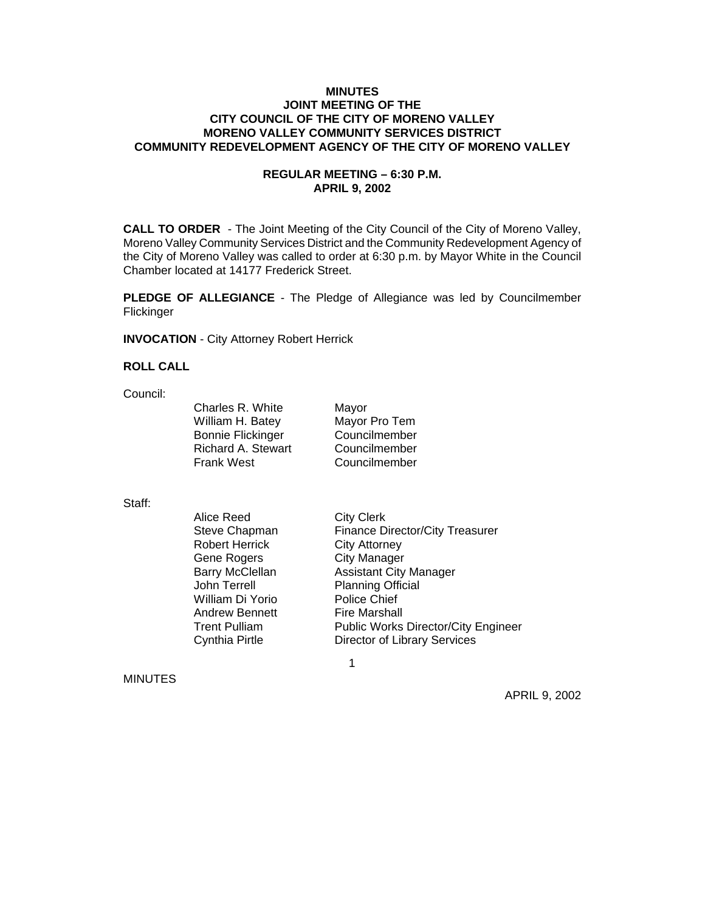**MINUTES**
**JOINT MEETING OF THE**
**CITY COUNCIL OF THE CITY OF MORENO VALLEY**
**MORENO VALLEY COMMUNITY SERVICES DISTRICT**
**COMMUNITY REDEVELOPMENT AGENCY OF THE CITY OF MORENO VALLEY**

**REGULAR MEETING – 6:30 P.M.**
**APRIL 9, 2002**

**CALL TO ORDER** - The Joint Meeting of the City Council of the City of Moreno Valley, Moreno Valley Community Services District and the Community Redevelopment Agency of the City of Moreno Valley was called to order at 6:30 p.m. by Mayor White in the Council Chamber located at 14177 Frederick Street.

**PLEDGE OF ALLEGIANCE** - The Pledge of Allegiance was led by Councilmember Flickinger

**INVOCATION** - City Attorney Robert Herrick

**ROLL CALL**

Council:

| | |
|---|---|
| Charles R. White | Mayor |
| William H. Batey | Mayor Pro Tem |
| Bonnie Flickinger | Councilmember |
| Richard A. Stewart | Councilmember |
| Frank West | Councilmember |

Staff:

| | |
|---|---|
| Alice Reed | City Clerk |
| Steve Chapman | Finance Director/City Treasurer |
| Robert Herrick | City Attorney |
| Gene Rogers | City Manager |
| Barry McClellan | Assistant City Manager |
| John Terrell | Planning Official |
| William Di Yorio | Police Chief |
| Andrew Bennett | Fire Marshall |
| Trent Pulliam | Public Works Director/City Engineer |
| Cynthia Pirtle | Director of Library Services |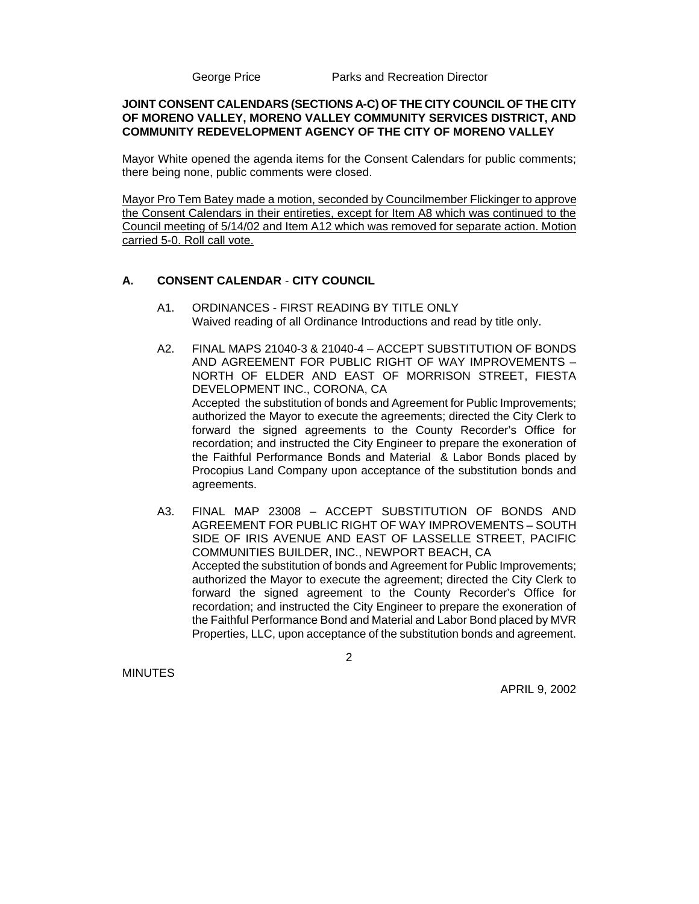George Price Parks and Recreation Director

**JOINT CONSENT CALENDARS (SECTIONS A-C) OF THE CITY COUNCIL OF THE CITY OF MORENO VALLEY, MORENO VALLEY COMMUNITY SERVICES DISTRICT, AND COMMUNITY REDEVELOPMENT AGENCY OF THE CITY OF MORENO VALLEY**

Mayor White opened the agenda items for the Consent Calendars for public comments; there being none, public comments were closed.

<u>Mayor Pro Tem Batey made a motion, seconded by Councilmember Flickinger to approve the Consent Calendars in their entireties, except for Item A8 which was continued to the Council meeting of 5/14/02 and Item A12 which was removed for separate action. Motion carried 5-0. Roll call vote.</u>

## A. CONSENT CALENDAR - CITY COUNCIL

A1. ORDINANCES - FIRST READING BY TITLE ONLY
Waived reading of all Ordinance Introductions and read by title only.

A2. FINAL MAPS 21040-3 & 21040-4 – ACCEPT SUBSTITUTION OF BONDS AND AGREEMENT FOR PUBLIC RIGHT OF WAY IMPROVEMENTS – NORTH OF ELDER AND EAST OF MORRISON STREET, FIESTA DEVELOPMENT INC., CORONA, CA
Accepted the substitution of bonds and Agreement for Public Improvements; authorized the Mayor to execute the agreements; directed the City Clerk to forward the signed agreements to the County Recorder's Office for recordation; and instructed the City Engineer to prepare the exoneration of the Faithful Performance Bonds and Material & Labor Bonds placed by Procopius Land Company upon acceptance of the substitution bonds and agreements.

A3. FINAL MAP 23008 – ACCEPT SUBSTITUTION OF BONDS AND AGREEMENT FOR PUBLIC RIGHT OF WAY IMPROVEMENTS – SOUTH SIDE OF IRIS AVENUE AND EAST OF LASSELLE STREET, PACIFIC COMMUNITIES BUILDER, INC., NEWPORT BEACH, CA
Accepted the substitution of bonds and Agreement for Public Improvements; authorized the Mayor to execute the agreement; directed the City Clerk to forward the signed agreement to the County Recorder's Office for recordation; and instructed the City Engineer to prepare the exoneration of the Faithful Performance Bond and Material and Labor Bond placed by MVR Properties, LLC, upon acceptance of the substitution bonds and agreement.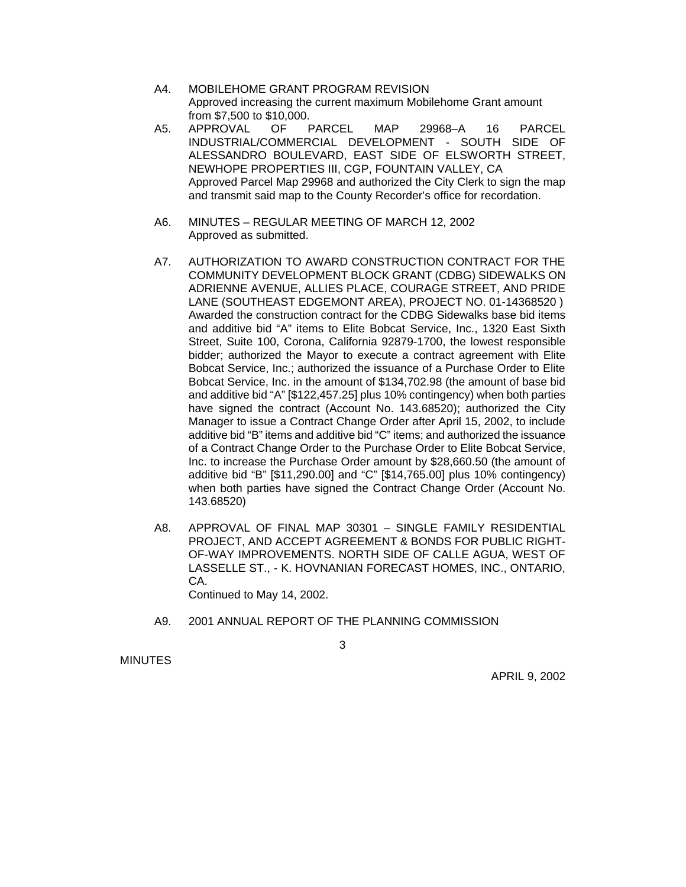A4. MOBILEHOME GRANT PROGRAM REVISION
Approved increasing the current maximum Mobilehome Grant amount from $7,500 to $10,000.

A5. APPROVAL OF PARCEL MAP 29968–A 16 PARCEL INDUSTRIAL/COMMERCIAL DEVELOPMENT - SOUTH SIDE OF ALESSANDRO BOULEVARD, EAST SIDE OF ELSWORTH STREET, NEWHOPE PROPERTIES III, CGP, FOUNTAIN VALLEY, CA
Approved Parcel Map 29968 and authorized the City Clerk to sign the map and transmit said map to the County Recorder's office for recordation.

A6. MINUTES – REGULAR MEETING OF MARCH 12, 2002
Approved as submitted.

A7. AUTHORIZATION TO AWARD CONSTRUCTION CONTRACT FOR THE COMMUNITY DEVELOPMENT BLOCK GRANT (CDBG) SIDEWALKS ON ADRIENNE AVENUE, ALLIES PLACE, COURAGE STREET, AND PRIDE LANE (SOUTHEAST EDGEMONT AREA), PROJECT NO. 01-14368520 )
Awarded the construction contract for the CDBG Sidewalks base bid items and additive bid "A" items to Elite Bobcat Service, Inc., 1320 East Sixth Street, Suite 100, Corona, California 92879-1700, the lowest responsible bidder; authorized the Mayor to execute a contract agreement with Elite Bobcat Service, Inc.; authorized the issuance of a Purchase Order to Elite Bobcat Service, Inc. in the amount of $134,702.98 (the amount of base bid and additive bid "A" [$122,457.25] plus 10% contingency) when both parties have signed the contract (Account No. 143.68520); authorized the City Manager to issue a Contract Change Order after April 15, 2002, to include additive bid "B" items and additive bid "C" items; and authorized the issuance of a Contract Change Order to the Purchase Order to Elite Bobcat Service, Inc. to increase the Purchase Order amount by $28,660.50 (the amount of additive bid "B" [$11,290.00] and "C" [$14,765.00] plus 10% contingency) when both parties have signed the Contract Change Order (Account No. 143.68520)

A8. APPROVAL OF FINAL MAP 30301 – SINGLE FAMILY RESIDENTIAL PROJECT, AND ACCEPT AGREEMENT & BONDS FOR PUBLIC RIGHT-OF-WAY IMPROVEMENTS. NORTH SIDE OF CALLE AGUA, WEST OF LASSELLE ST., - K. HOVNANIAN FORECAST HOMES, INC., ONTARIO, CA.
Continued to May 14, 2002.

A9. 2001 ANNUAL REPORT OF THE PLANNING COMMISSION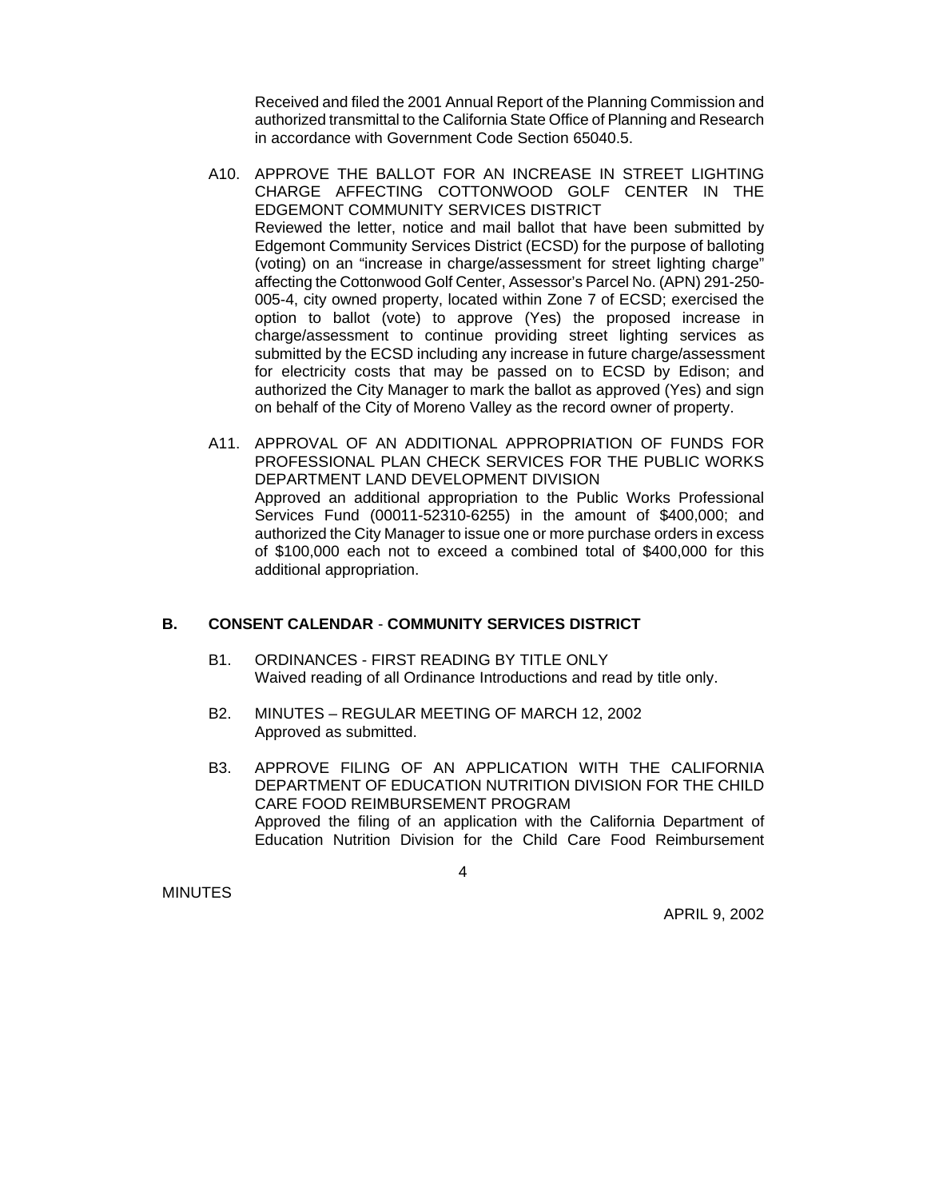Received and filed the 2001 Annual Report of the Planning Commission and authorized transmittal to the California State Office of Planning and Research in accordance with Government Code Section 65040.5.

A10. APPROVE THE BALLOT FOR AN INCREASE IN STREET LIGHTING CHARGE AFFECTING COTTONWOOD GOLF CENTER IN THE EDGEMONT COMMUNITY SERVICES DISTRICT
Reviewed the letter, notice and mail ballot that have been submitted by Edgemont Community Services District (ECSD) for the purpose of balloting (voting) on an "increase in charge/assessment for street lighting charge" affecting the Cottonwood Golf Center, Assessor's Parcel No. (APN) 291-250-005-4, city owned property, located within Zone 7 of ECSD; exercised the option to ballot (vote) to approve (Yes) the proposed increase in charge/assessment to continue providing street lighting services as submitted by the ECSD including any increase in future charge/assessment for electricity costs that may be passed on to ECSD by Edison; and authorized the City Manager to mark the ballot as approved (Yes) and sign on behalf of the City of Moreno Valley as the record owner of property.

A11. APPROVAL OF AN ADDITIONAL APPROPRIATION OF FUNDS FOR PROFESSIONAL PLAN CHECK SERVICES FOR THE PUBLIC WORKS DEPARTMENT LAND DEVELOPMENT DIVISION
Approved an additional appropriation to the Public Works Professional Services Fund (00011-52310-6255) in the amount of $400,000; and authorized the City Manager to issue one or more purchase orders in excess of $100,000 each not to exceed a combined total of $400,000 for this additional appropriation.

## B. CONSENT CALENDAR - COMMUNITY SERVICES DISTRICT

B1. ORDINANCES - FIRST READING BY TITLE ONLY
Waived reading of all Ordinance Introductions and read by title only.

B2. MINUTES – REGULAR MEETING OF MARCH 12, 2002
Approved as submitted.

B3. APPROVE FILING OF AN APPLICATION WITH THE CALIFORNIA DEPARTMENT OF EDUCATION NUTRITION DIVISION FOR THE CHILD CARE FOOD REIMBURSEMENT PROGRAM
Approved the filing of an application with the California Department of Education Nutrition Division for the Child Care Food Reimbursement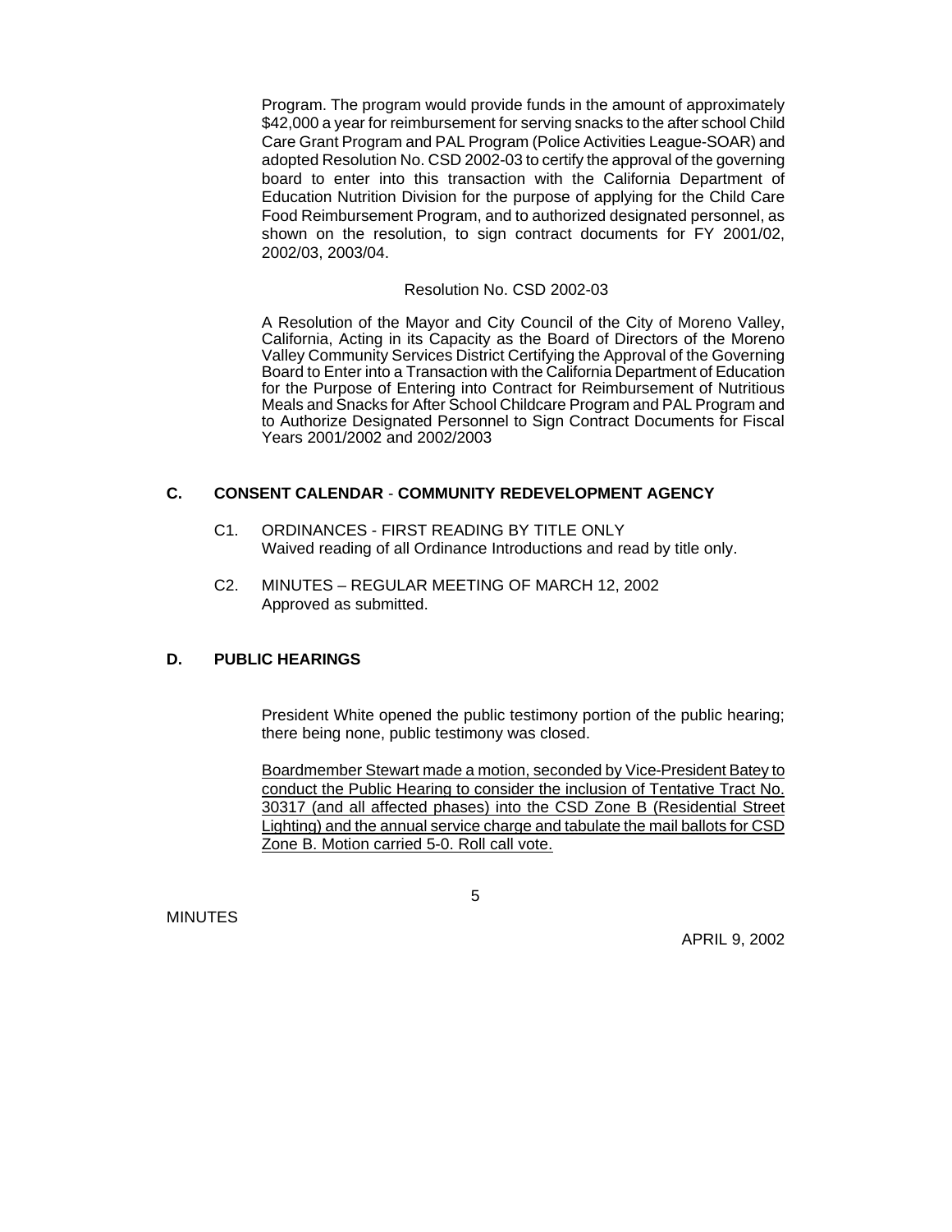Program. The program would provide funds in the amount of approximately $42,000 a year for reimbursement for serving snacks to the after school Child Care Grant Program and PAL Program (Police Activities League-SOAR) and adopted Resolution No. CSD 2002-03 to certify the approval of the governing board to enter into this transaction with the California Department of Education Nutrition Division for the purpose of applying for the Child Care Food Reimbursement Program, and to authorized designated personnel, as shown on the resolution, to sign contract documents for FY 2001/02, 2002/03, 2003/04.

Resolution No. CSD 2002-03

A Resolution of the Mayor and City Council of the City of Moreno Valley, California, Acting in its Capacity as the Board of Directors of the Moreno Valley Community Services District Certifying the Approval of the Governing Board to Enter into a Transaction with the California Department of Education for the Purpose of Entering into Contract for Reimbursement of Nutritious Meals and Snacks for After School Childcare Program and PAL Program and to Authorize Designated Personnel to Sign Contract Documents for Fiscal Years 2001/2002 and 2002/2003

## C. CONSENT CALENDAR - COMMUNITY REDEVELOPMENT AGENCY

C1. ORDINANCES - FIRST READING BY TITLE ONLY
Waived reading of all Ordinance Introductions and read by title only.

C2. MINUTES – REGULAR MEETING OF MARCH 12, 2002
Approved as submitted.

## D. PUBLIC HEARINGS

President White opened the public testimony portion of the public hearing; there being none, public testimony was closed.

Boardmember Stewart made a motion, seconded by Vice-President Batey to conduct the Public Hearing to consider the inclusion of Tentative Tract No. 30317 (and all affected phases) into the CSD Zone B (Residential Street Lighting) and the annual service charge and tabulate the mail ballots for CSD Zone B. Motion carried 5-0. Roll call vote.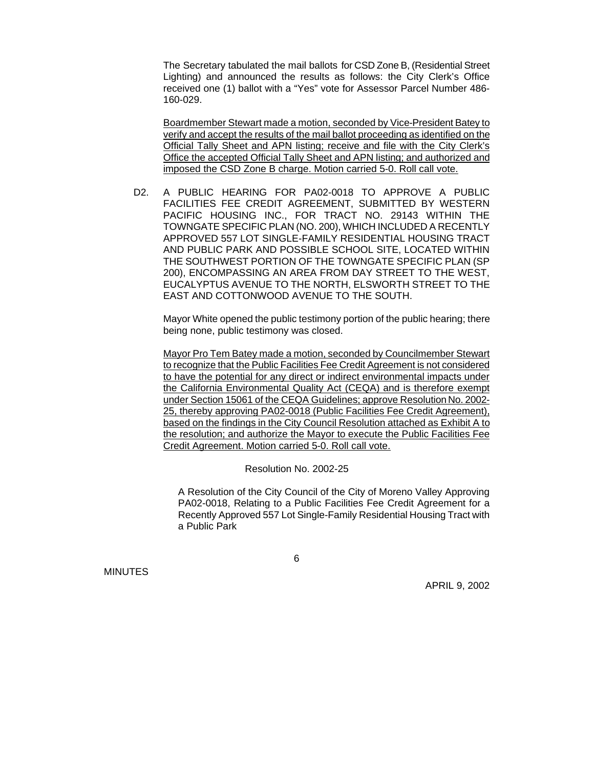The Secretary tabulated the mail ballots for CSD Zone B, (Residential Street Lighting) and announced the results as follows: the City Clerk's Office received one (1) ballot with a "Yes" vote for Assessor Parcel Number 486-160-029.

<u>Boardmember Stewart made a motion, seconded by Vice-President Batey to verify and accept the results of the mail ballot proceeding as identified on the Official Tally Sheet and APN listing; receive and file with the City Clerk's Office the accepted Official Tally Sheet and APN listing; and authorized and imposed the CSD Zone B charge. Motion carried 5-0. Roll call vote.</u>

D2. A PUBLIC HEARING FOR PA02-0018 TO APPROVE A PUBLIC FACILITIES FEE CREDIT AGREEMENT, SUBMITTED BY WESTERN PACIFIC HOUSING INC., FOR TRACT NO. 29143 WITHIN THE TOWNGATE SPECIFIC PLAN (NO. 200), WHICH INCLUDED A RECENTLY APPROVED 557 LOT SINGLE-FAMILY RESIDENTIAL HOUSING TRACT AND PUBLIC PARK AND POSSIBLE SCHOOL SITE, LOCATED WITHIN THE SOUTHWEST PORTION OF THE TOWNGATE SPECIFIC PLAN (SP 200), ENCOMPASSING AN AREA FROM DAY STREET TO THE WEST, EUCALYPTUS AVENUE TO THE NORTH, ELSWORTH STREET TO THE EAST AND COTTONWOOD AVENUE TO THE SOUTH.

Mayor White opened the public testimony portion of the public hearing; there being none, public testimony was closed.

<u>Mayor Pro Tem Batey made a motion, seconded by Councilmember Stewart to recognize that the Public Facilities Fee Credit Agreement is not considered to have the potential for any direct or indirect environmental impacts under the California Environmental Quality Act (CEQA) and is therefore exempt under Section 15061 of the CEQA Guidelines; approve Resolution No. 2002-25, thereby approving PA02-0018 (Public Facilities Fee Credit Agreement), based on the findings in the City Council Resolution attached as Exhibit A to the resolution; and authorize the Mayor to execute the Public Facilities Fee Credit Agreement. Motion carried 5-0. Roll call vote.</u>

Resolution No. 2002-25

A Resolution of the City Council of the City of Moreno Valley Approving PA02-0018, Relating to a Public Facilities Fee Credit Agreement for a Recently Approved 557 Lot Single-Family Residential Housing Tract with a Public Park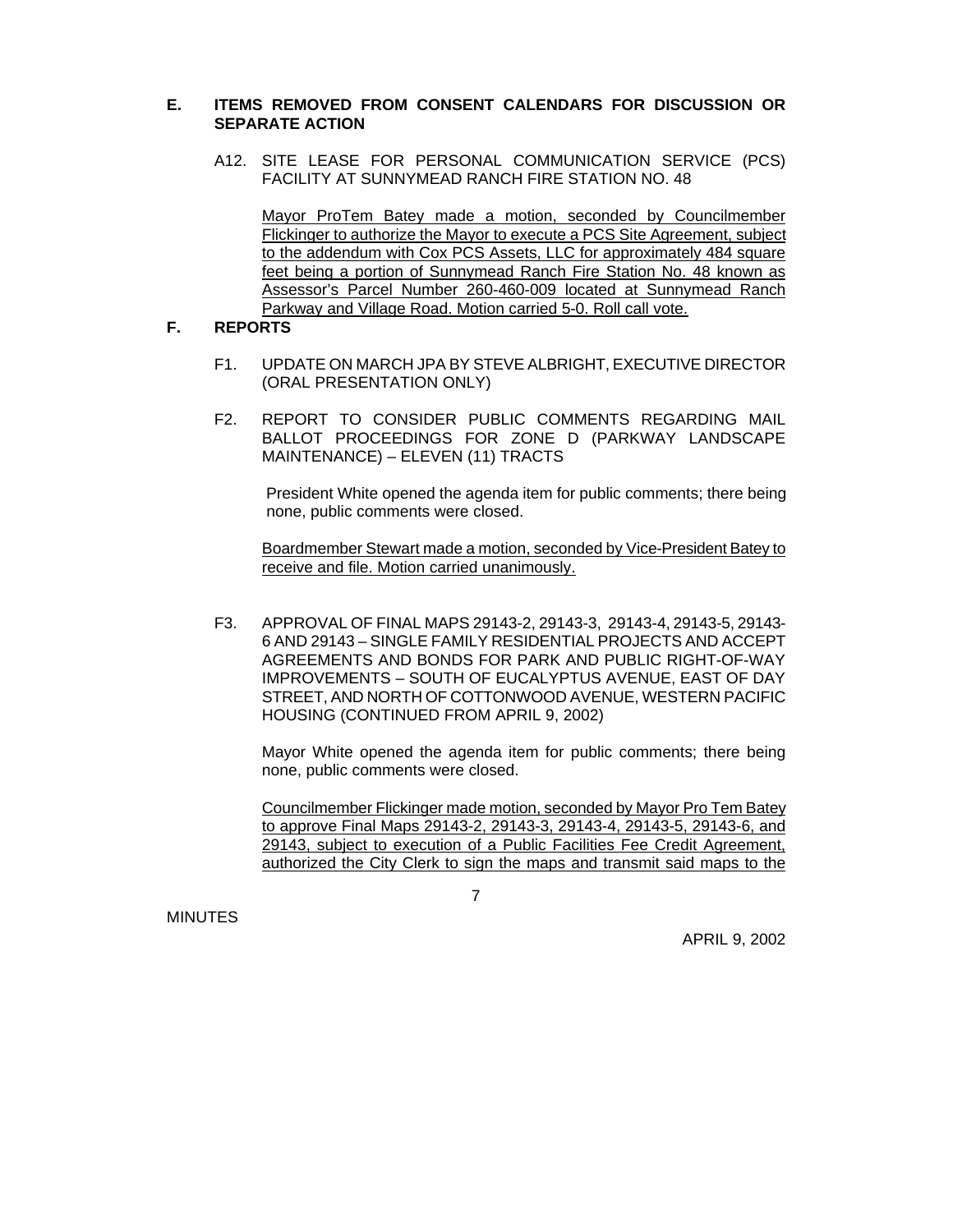## E. ITEMS REMOVED FROM CONSENT CALENDARS FOR DISCUSSION OR SEPARATE ACTION

A12. SITE LEASE FOR PERSONAL COMMUNICATION SERVICE (PCS) FACILITY AT SUNNYMEAD RANCH FIRE STATION NO. 48

Mayor ProTem Batey made a motion, seconded by Councilmember Flickinger to authorize the Mayor to execute a PCS Site Agreement, subject to the addendum with Cox PCS Assets, LLC for approximately 484 square feet being a portion of Sunnymead Ranch Fire Station No. 48 known as Assessor's Parcel Number 260-460-009 located at Sunnymead Ranch Parkway and Village Road. Motion carried 5-0. Roll call vote.

## F. REPORTS

F1. UPDATE ON MARCH JPA BY STEVE ALBRIGHT, EXECUTIVE DIRECTOR (ORAL PRESENTATION ONLY)

F2. REPORT TO CONSIDER PUBLIC COMMENTS REGARDING MAIL BALLOT PROCEEDINGS FOR ZONE D (PARKWAY LANDSCAPE MAINTENANCE) – ELEVEN (11) TRACTS

President White opened the agenda item for public comments; there being none, public comments were closed.

Boardmember Stewart made a motion, seconded by Vice-President Batey to receive and file. Motion carried unanimously.

F3. APPROVAL OF FINAL MAPS 29143-2, 29143-3, 29143-4, 29143-5, 29143-6 AND 29143 – SINGLE FAMILY RESIDENTIAL PROJECTS AND ACCEPT AGREEMENTS AND BONDS FOR PARK AND PUBLIC RIGHT-OF-WAY IMPROVEMENTS – SOUTH OF EUCALYPTUS AVENUE, EAST OF DAY STREET, AND NORTH OF COTTONWOOD AVENUE, WESTERN PACIFIC HOUSING (CONTINUED FROM APRIL 9, 2002)

Mayor White opened the agenda item for public comments; there being none, public comments were closed.

Councilmember Flickinger made motion, seconded by Mayor Pro Tem Batey to approve Final Maps 29143-2, 29143-3, 29143-4, 29143-5, 29143-6, and 29143, subject to execution of a Public Facilities Fee Credit Agreement, authorized the City Clerk to sign the maps and transmit said maps to the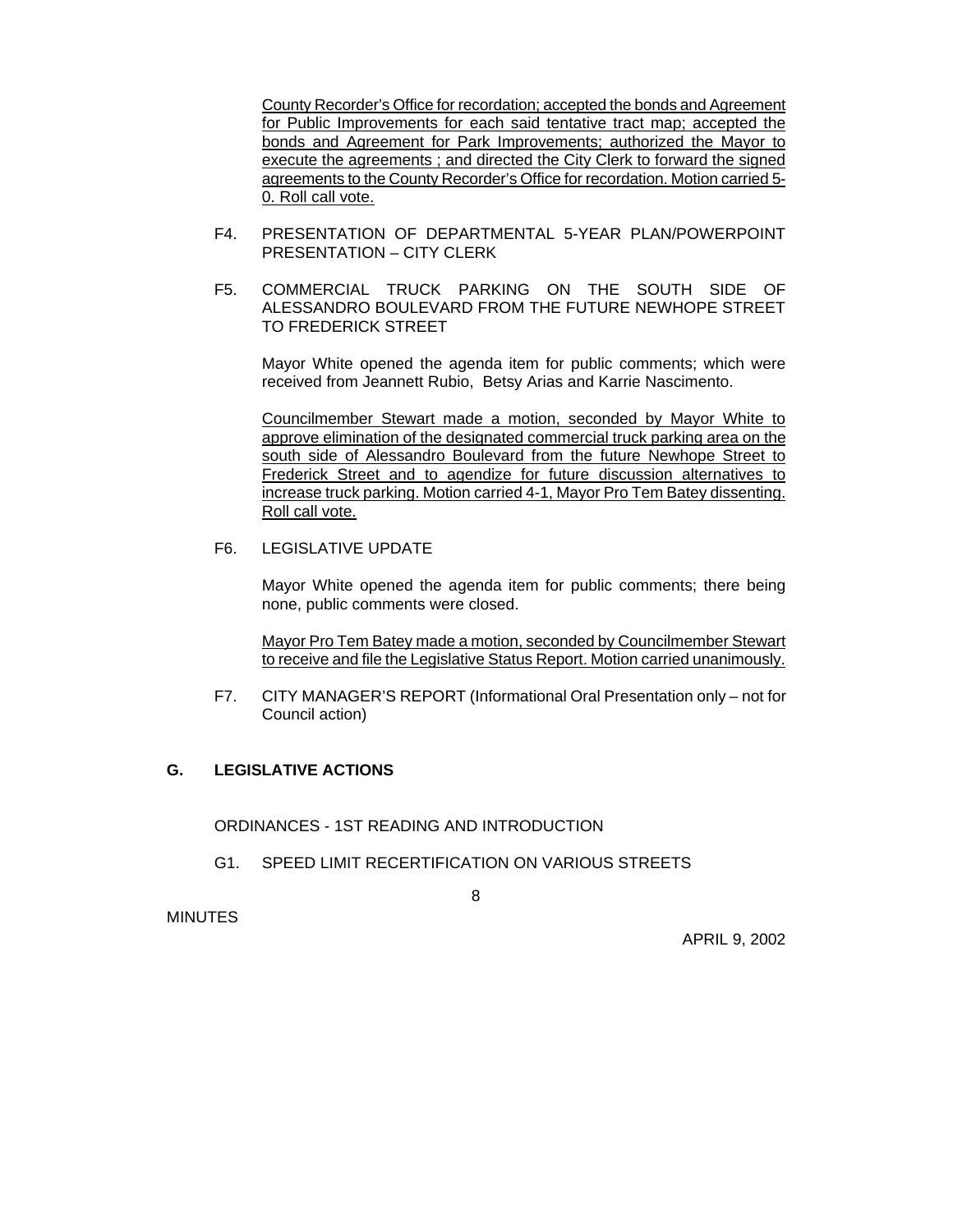County Recorder's Office for recordation; accepted the bonds and Agreement for Public Improvements for each said tentative tract map; accepted the bonds and Agreement for Park Improvements; authorized the Mayor to execute the agreements ; and directed the City Clerk to forward the signed agreements to the County Recorder's Office for recordation. Motion carried 5-0. Roll call vote.

F4. PRESENTATION OF DEPARTMENTAL 5-YEAR PLAN/POWERPOINT PRESENTATION – CITY CLERK

F5. COMMERCIAL TRUCK PARKING ON THE SOUTH SIDE OF ALESSANDRO BOULEVARD FROM THE FUTURE NEWHOPE STREET TO FREDERICK STREET

Mayor White opened the agenda item for public comments; which were received from Jeannett Rubio, Betsy Arias and Karrie Nascimento.

Councilmember Stewart made a motion, seconded by Mayor White to approve elimination of the designated commercial truck parking area on the south side of Alessandro Boulevard from the future Newhope Street to Frederick Street and to agendize for future discussion alternatives to increase truck parking. Motion carried 4-1, Mayor Pro Tem Batey dissenting. Roll call vote.

F6. LEGISLATIVE UPDATE

Mayor White opened the agenda item for public comments; there being none, public comments were closed.

Mayor Pro Tem Batey made a motion, seconded by Councilmember Stewart to receive and file the Legislative Status Report. Motion carried unanimously.

F7. CITY MANAGER'S REPORT (Informational Oral Presentation only – not for Council action)

## G. LEGISLATIVE ACTIONS

ORDINANCES - 1ST READING AND INTRODUCTION

G1. SPEED LIMIT RECERTIFICATION ON VARIOUS STREETS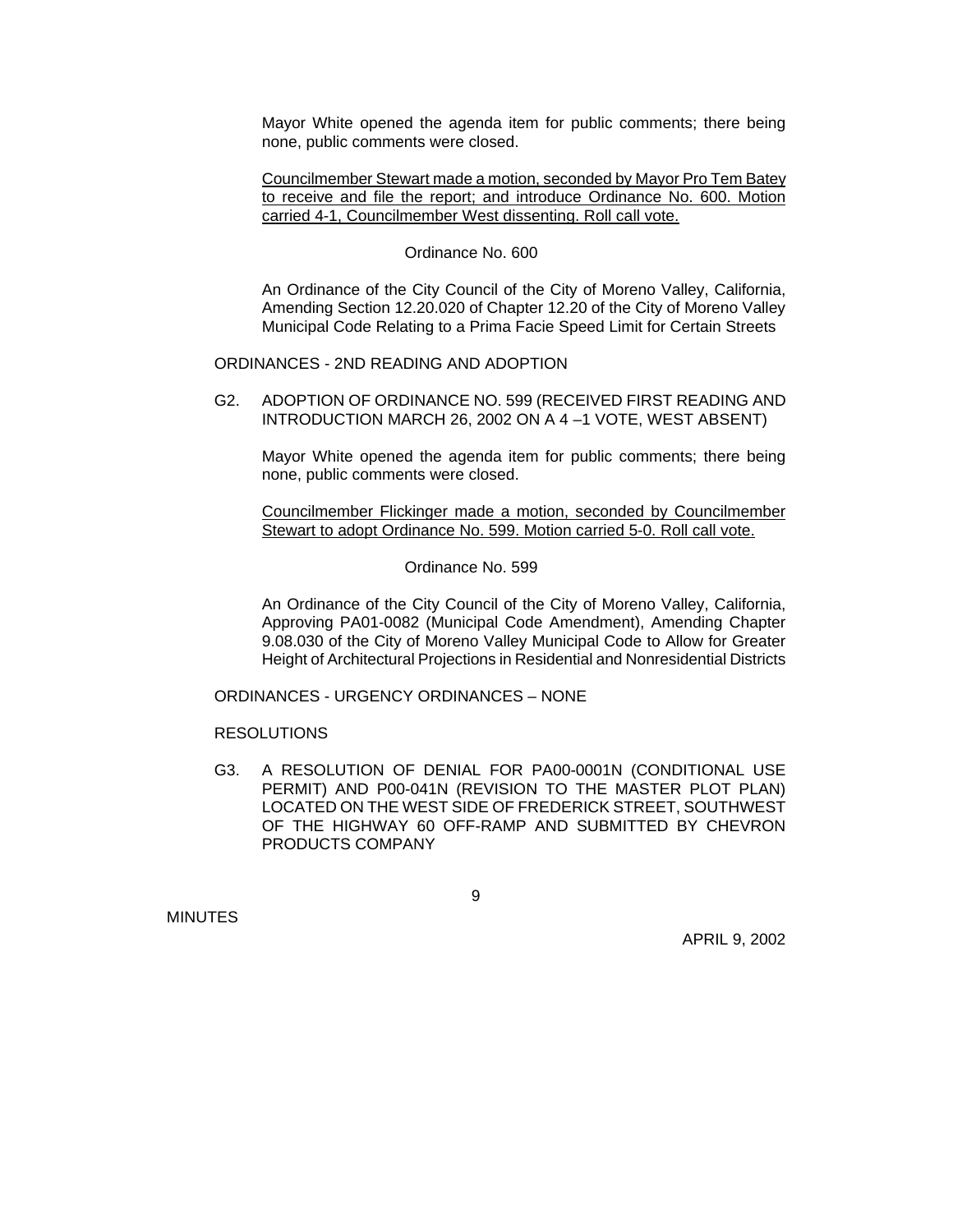Mayor White opened the agenda item for public comments; there being none, public comments were closed.

Councilmember Stewart made a motion, seconded by Mayor Pro Tem Batey to receive and file the report; and introduce Ordinance No. 600. Motion carried 4-1, Councilmember West dissenting. Roll call vote.

Ordinance No. 600

An Ordinance of the City Council of the City of Moreno Valley, California, Amending Section 12.20.020 of Chapter 12.20 of the City of Moreno Valley Municipal Code Relating to a Prima Facie Speed Limit for Certain Streets

ORDINANCES - 2ND READING AND ADOPTION

G2. ADOPTION OF ORDINANCE NO. 599 (RECEIVED FIRST READING AND INTRODUCTION MARCH 26, 2002 ON A 4 –1 VOTE, WEST ABSENT)

Mayor White opened the agenda item for public comments; there being none, public comments were closed.

Councilmember Flickinger made a motion, seconded by Councilmember Stewart to adopt Ordinance No. 599. Motion carried 5-0. Roll call vote.

Ordinance No. 599

An Ordinance of the City Council of the City of Moreno Valley, California, Approving PA01-0082 (Municipal Code Amendment), Amending Chapter 9.08.030 of the City of Moreno Valley Municipal Code to Allow for Greater Height of Architectural Projections in Residential and Nonresidential Districts

ORDINANCES - URGENCY ORDINANCES – NONE

RESOLUTIONS

G3. A RESOLUTION OF DENIAL FOR PA00-0001N (CONDITIONAL USE PERMIT) AND P00-041N (REVISION TO THE MASTER PLOT PLAN) LOCATED ON THE WEST SIDE OF FREDERICK STREET, SOUTHWEST OF THE HIGHWAY 60 OFF-RAMP AND SUBMITTED BY CHEVRON PRODUCTS COMPANY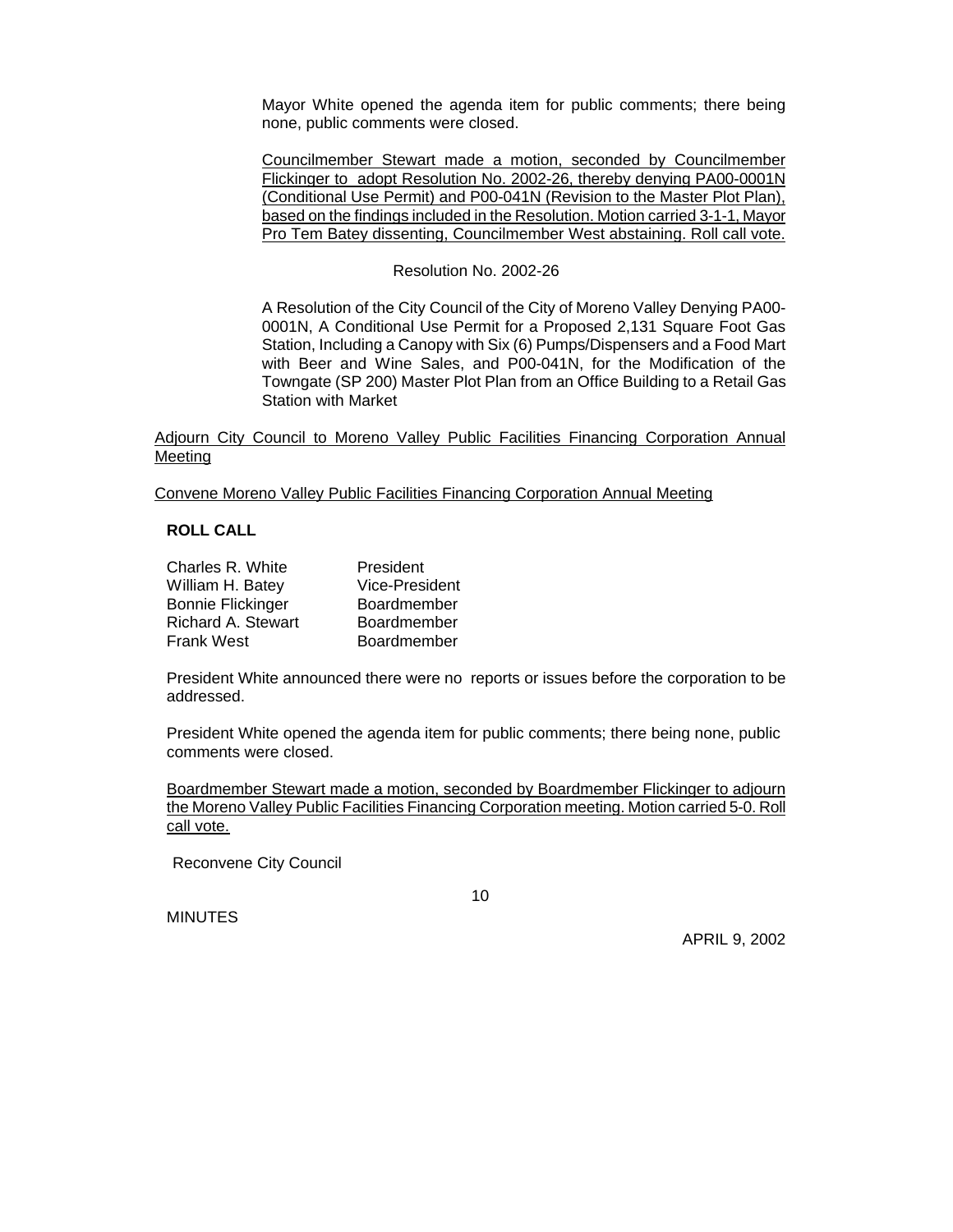Mayor White opened the agenda item for public comments; there being none, public comments were closed.

Councilmember Stewart made a motion, seconded by Councilmember Flickinger to adopt Resolution No. 2002-26, thereby denying PA00-0001N (Conditional Use Permit) and P00-041N (Revision to the Master Plot Plan), based on the findings included in the Resolution. Motion carried 3-1-1, Mayor Pro Tem Batey dissenting, Councilmember West abstaining. Roll call vote.

Resolution No. 2002-26

A Resolution of the City Council of the City of Moreno Valley Denying PA00-0001N, A Conditional Use Permit for a Proposed 2,131 Square Foot Gas Station, Including a Canopy with Six (6) Pumps/Dispensers and a Food Mart with Beer and Wine Sales, and P00-041N, for the Modification of the Towngate (SP 200) Master Plot Plan from an Office Building to a Retail Gas Station with Market

Adjourn City Council to Moreno Valley Public Facilities Financing Corporation Annual Meeting

Convene Moreno Valley Public Facilities Financing Corporation Annual Meeting

**ROLL CALL**

| | |
|---|---|
| Charles R. White | President |
| William H. Batey | Vice-President |
| Bonnie Flickinger | Boardmember |
| Richard A. Stewart | Boardmember |
| Frank West | Boardmember |

President White announced there were no reports or issues before the corporation to be addressed.

President White opened the agenda item for public comments; there being none, public comments were closed.

Boardmember Stewart made a motion, seconded by Boardmember Flickinger to adjourn the Moreno Valley Public Facilities Financing Corporation meeting. Motion carried 5-0. Roll call vote.

Reconvene City Council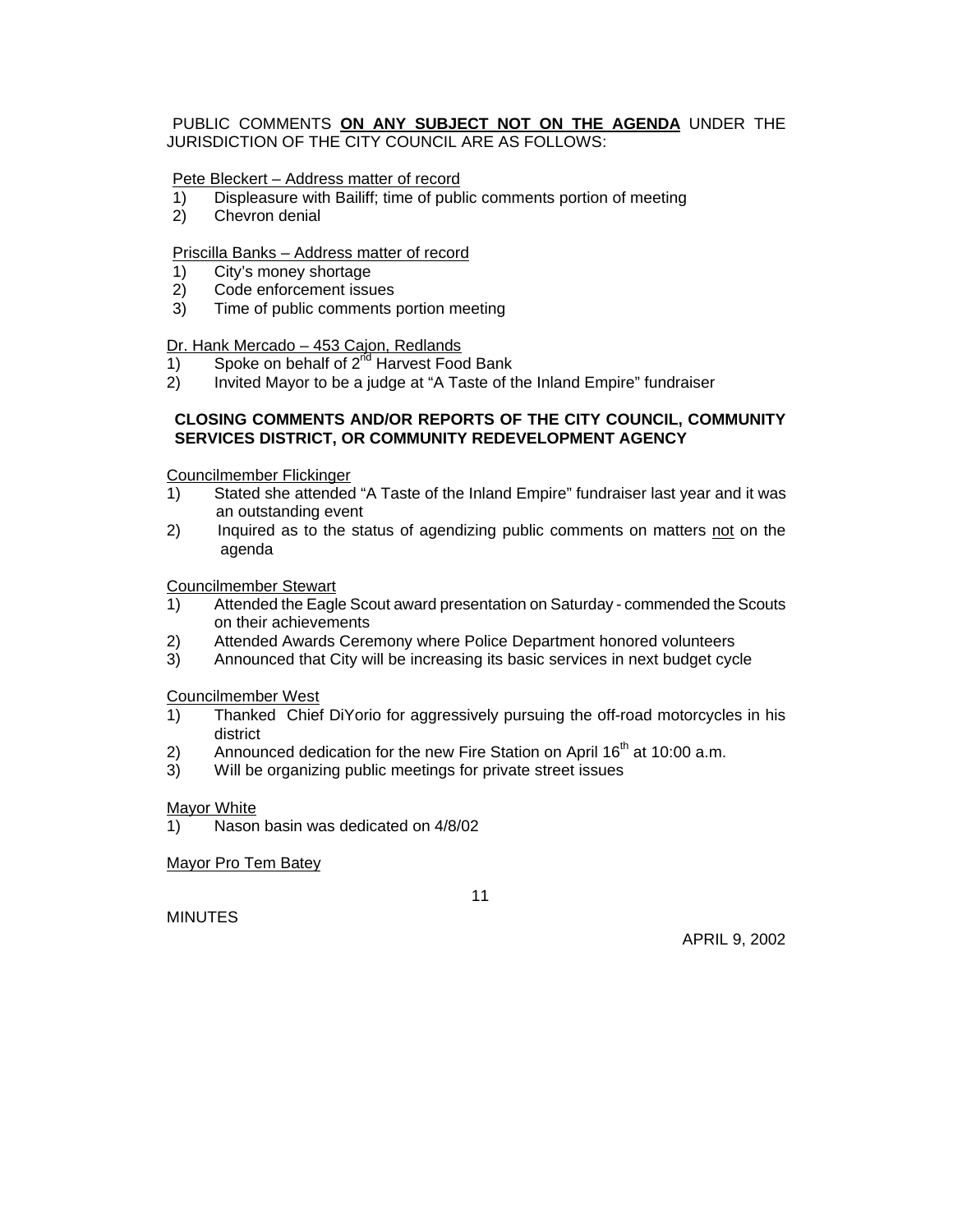PUBLIC COMMENTS **ON ANY SUBJECT NOT ON THE AGENDA** UNDER THE JURISDICTION OF THE CITY COUNCIL ARE AS FOLLOWS:

Pete Bleckert – Address matter of record

1) Displeasure with Bailiff; time of public comments portion of meeting
2) Chevron denial

Priscilla Banks – Address matter of record

1) City's money shortage
2) Code enforcement issues
3) Time of public comments portion meeting

Dr. Hank Mercado – 453 Cajon, Redlands

1) Spoke on behalf of 2nd Harvest Food Bank
2) Invited Mayor to be a judge at "A Taste of the Inland Empire" fundraiser

**CLOSING COMMENTS AND/OR REPORTS OF THE CITY COUNCIL, COMMUNITY SERVICES DISTRICT, OR COMMUNITY REDEVELOPMENT AGENCY**

Councilmember Flickinger

1) Stated she attended "A Taste of the Inland Empire" fundraiser last year and it was an outstanding event
2) Inquired as to the status of agendizing public comments on matters not on the agenda

Councilmember Stewart

1) Attended the Eagle Scout award presentation on Saturday - commended the Scouts on their achievements
2) Attended Awards Ceremony where Police Department honored volunteers
3) Announced that City will be increasing its basic services in next budget cycle

Councilmember West

1) Thanked Chief DiYorio for aggressively pursuing the off-road motorcycles in his district
2) Announced dedication for the new Fire Station on April 16th at 10:00 a.m.
3) Will be organizing public meetings for private street issues

Mayor White

1) Nason basin was dedicated on 4/8/02

Mayor Pro Tem Batey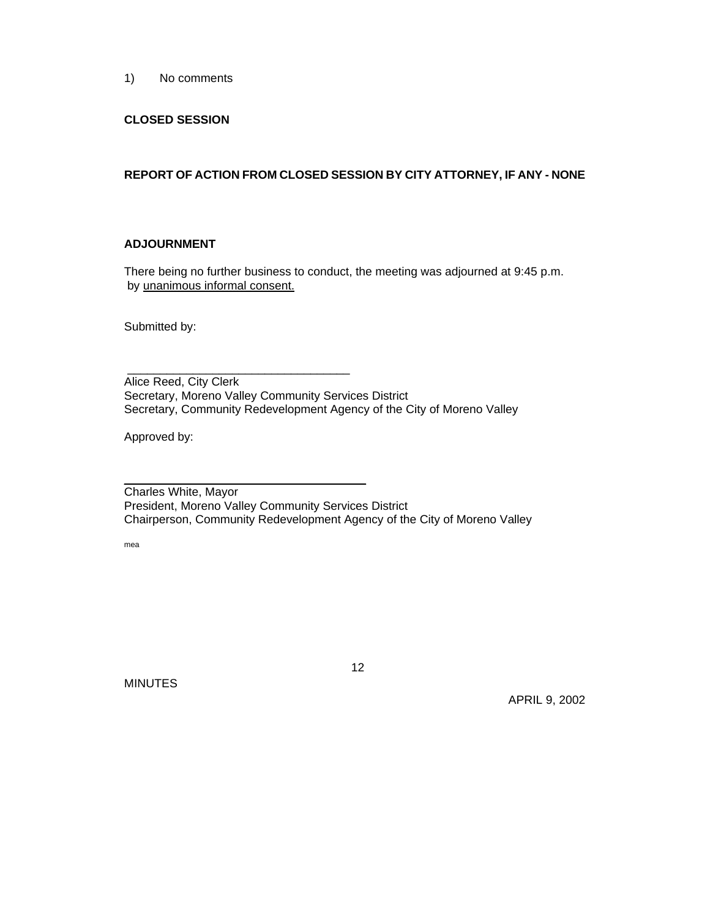1) No comments

**CLOSED SESSION**

**REPORT OF ACTION FROM CLOSED SESSION BY CITY ATTORNEY, IF ANY - NONE**

**ADJOURNMENT**

There being no further business to conduct, the meeting was adjourned at 9:45 p.m. by unanimous informal consent.

Submitted by:

\_\_\_\_\_\_\_\_\_\_\_\_\_\_\_\_\_\_\_\_\_\_\_\_\_\_\_\_\_\_\_\_\_\_\_

Alice Reed, City Clerk
Secretary, Moreno Valley Community Services District
Secretary, Community Redevelopment Agency of the City of Moreno Valley

Approved by:

\_\_\_\_\_\_\_\_\_\_\_\_\_\_\_\_\_\_\_\_\_\_\_\_\_\_\_\_\_\_\_\_\_\_\_

Charles White, Mayor
President, Moreno Valley Community Services District
Chairperson, Community Redevelopment Agency of the City of Moreno Valley

mea